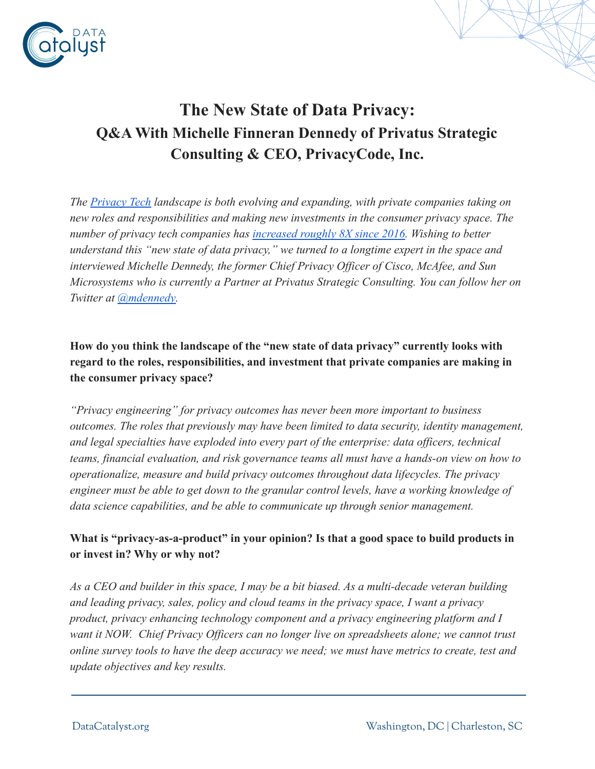# The New State of Data Privacy:
## Q&A With Michelle Finneran Dennedy of Privatus Strategic Consulting & CEO, PrivacyCode, Inc.

*The [Privacy Tech] landscape is both evolving and expanding, with private companies taking on new roles and responsibilities and making new investments in the consumer privacy space. The number of privacy tech companies has [increased roughly 8X since 2016]. Wishing to better understand this "new state of data privacy," we turned to a longtime expert in the space and interviewed Michelle Dennedy, the former Chief Privacy Officer of Cisco, McAfee, and Sun Microsystems who is currently a Partner at Privatus Strategic Consulting. You can follow her on Twitter at [@mdennedy].*

**How do you think the landscape of the "new state of data privacy" currently looks with regard to the roles, responsibilities, and investment that private companies are making in the consumer privacy space?**

*"Privacy engineering" for privacy outcomes has never been more important to business outcomes. The roles that previously may have been limited to data security, identity management, and legal specialties have exploded into every part of the enterprise: data officers, technical teams, financial evaluation, and risk governance teams all must have a hands-on view on how to operationalize, measure and build privacy outcomes throughout data lifecycles. The privacy engineer must be able to get down to the granular control levels, have a working knowledge of data science capabilities, and be able to communicate up through senior management.*

**What is "privacy-as-a-product" in your opinion? Is that a good space to build products in or invest in? Why or why not?**

*As a CEO and builder in this space, I may be a bit biased. As a multi-decade veteran building and leading privacy, sales, policy and cloud teams in the privacy space, I want a privacy product, privacy enhancing technology component and a privacy engineering platform and I want it NOW. Chief Privacy Officers can no longer live on spreadsheets alone; we cannot trust online survey tools to have the deep accuracy we need; we must have metrics to create, test and update objectives and key results.*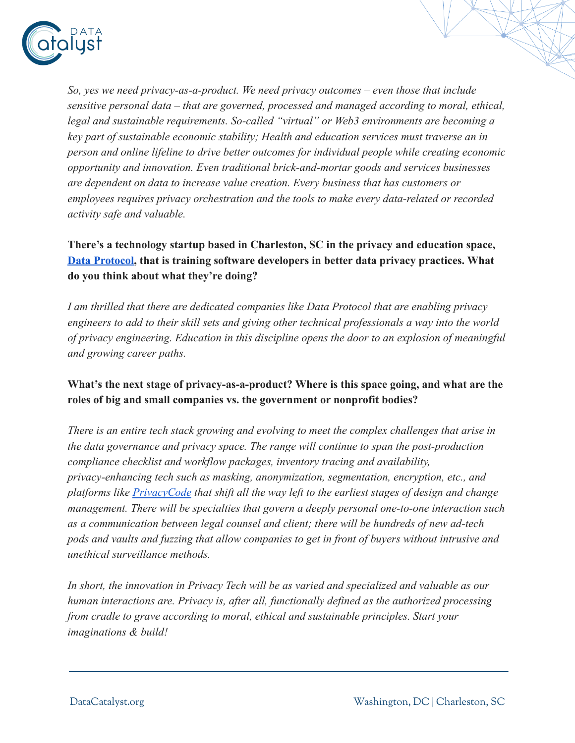*So, yes we need privacy-as-a-product. We need privacy outcomes – even those that include sensitive personal data – that are governed, processed and managed according to moral, ethical, legal and sustainable requirements. So-called "virtual" or Web3 environments are becoming a key part of sustainable economic stability; Health and education services must traverse an in person and online lifeline to drive better outcomes for individual people while creating economic opportunity and innovation. Even traditional brick-and-mortar goods and services businesses are dependent on data to increase value creation. Every business that has customers or employees requires privacy orchestration and the tools to make every data-related or recorded activity safe and valuable.*

**There's a technology startup based in Charleston, SC in the privacy and education space, [Data Protocol](), that is training software developers in better data privacy practices. What do you think about what they're doing?**

*I am thrilled that there are dedicated companies like Data Protocol that are enabling privacy engineers to add to their skill sets and giving other technical professionals a way into the world of privacy engineering. Education in this discipline opens the door to an explosion of meaningful and growing career paths.*

**What's the next stage of privacy-as-a-product? Where is this space going, and what are the roles of big and small companies vs. the government or nonprofit bodies?**

*There is an entire tech stack growing and evolving to meet the complex challenges that arise in the data governance and privacy space. The range will continue to span the post-production compliance checklist and workflow packages, inventory tracing and availability, privacy-enhancing tech such as masking, anonymization, segmentation, encryption, etc., and platforms like [PrivacyCode]() that shift all the way left to the earliest stages of design and change management. There will be specialties that govern a deeply personal one-to-one interaction such as a communication between legal counsel and client; there will be hundreds of new ad-tech pods and vaults and fuzzing that allow companies to get in front of buyers without intrusive and unethical surveillance methods.*

*In short, the innovation in Privacy Tech will be as varied and specialized and valuable as our human interactions are. Privacy is, after all, functionally defined as the authorized processing from cradle to grave according to moral, ethical and sustainable principles. Start your imaginations & build!*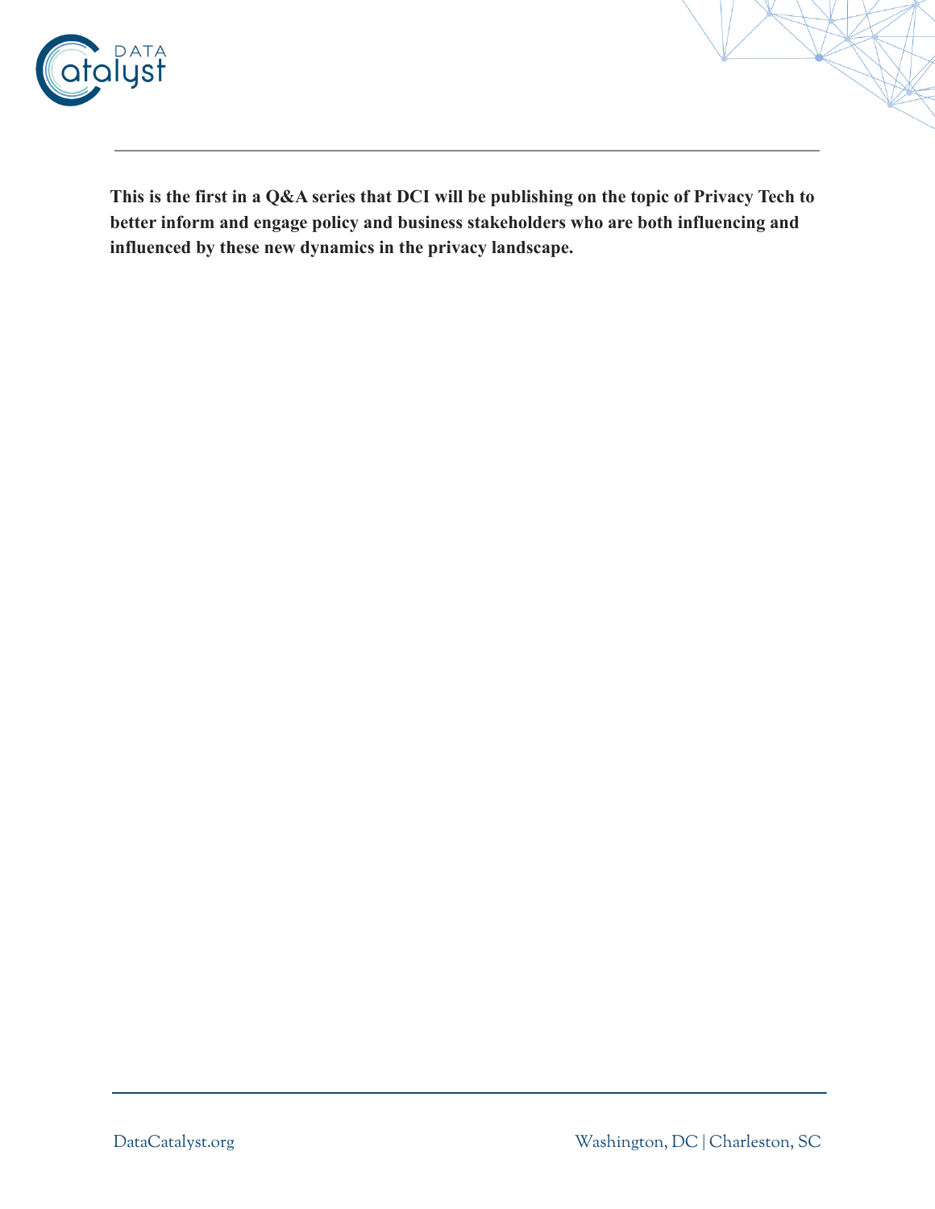**This is the first in a Q&A series that DCI will be publishing on the topic of Privacy Tech to better inform and engage policy and business stakeholders who are both influencing and influenced by these new dynamics in the privacy landscape.**